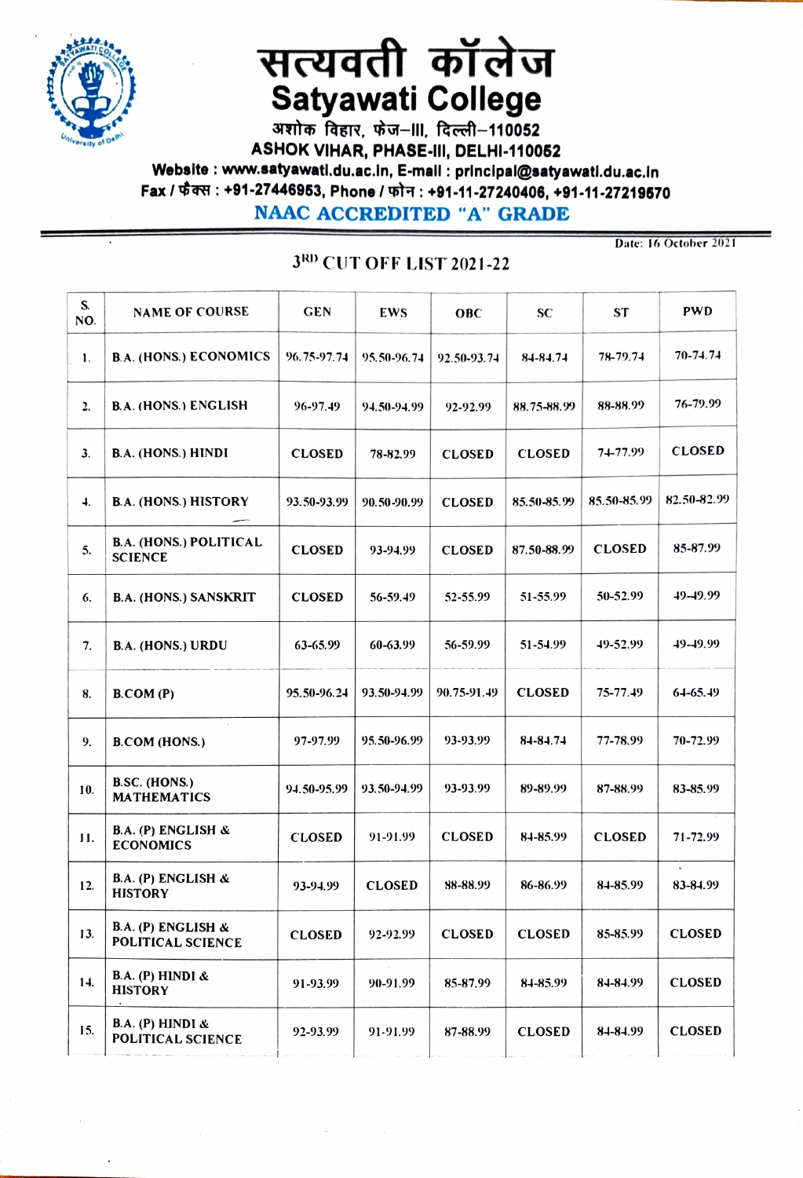# सत्यवती कॉलेज
# Satyawati College

अशोक विहार, फेज–III, दिल्ली–110052

ASHOK VIHAR, PHASE-III, DELHI-110052

Website : www.satyawati.du.ac.in, E-mail : principal@satyawati.du.ac.in

Fax / फैक्स : +91-27446953, Phone / फोन : +91-11-27240406, +91-11-27219570

**NAAC ACCREDITED "A" GRADE**

Date: 16 October 2021

## 3RD CUT OFF LIST 2021-22

| S. NO. | NAME OF COURSE | GEN | EWS | OBC | SC | ST | PWD |
|---|---|---|---|---|---|---|---|
| 1. | B.A. (HONS.) ECONOMICS | 96.75-97.74 | 95.50-96.74 | 92.50-93.74 | 84-84.74 | 78-79.74 | 70-74.74 |
| 2. | B.A. (HONS.) ENGLISH | 96-97.49 | 94.50-94.99 | 92-92.99 | 88.75-88.99 | 88-88.99 | 76-79.99 |
| 3. | B.A. (HONS.) HINDI | CLOSED | 78-82.99 | CLOSED | CLOSED | 74-77.99 | CLOSED |
| 4. | B.A. (HONS.) HISTORY | 93.50-93.99 | 90.50-90.99 | CLOSED | 85.50-85.99 | 85.50-85.99 | 82.50-82.99 |
| 5. | B.A. (HONS.) POLITICAL SCIENCE | CLOSED | 93-94.99 | CLOSED | 87.50-88.99 | CLOSED | 85-87.99 |
| 6. | B.A. (HONS.) SANSKRIT | CLOSED | 56-59.49 | 52-55.99 | 51-55.99 | 50-52.99 | 49-49.99 |
| 7. | B.A. (HONS.) URDU | 63-65.99 | 60-63.99 | 56-59.99 | 51-54.99 | 49-52.99 | 49-49.99 |
| 8. | B.COM (P) | 95.50-96.24 | 93.50-94.99 | 90.75-91.49 | CLOSED | 75-77.49 | 64-65.49 |
| 9. | B.COM (HONS.) | 97-97.99 | 95.50-96.99 | 93-93.99 | 84-84.74 | 77-78.99 | 70-72.99 |
| 10. | B.SC. (HONS.) MATHEMATICS | 94.50-95.99 | 93.50-94.99 | 93-93.99 | 89-89.99 | 87-88.99 | 83-85.99 |
| 11. | B.A. (P) ENGLISH & ECONOMICS | CLOSED | 91-91.99 | CLOSED | 84-85.99 | CLOSED | 71-72.99 |
| 12. | B.A. (P) ENGLISH & HISTORY | 93-94.99 | CLOSED | 88-88.99 | 86-86.99 | 84-85.99 | 83-84.99 |
| 13. | B.A. (P) ENGLISH & POLITICAL SCIENCE | CLOSED | 92-92.99 | CLOSED | CLOSED | 85-85.99 | CLOSED |
| 14. | B.A. (P) HINDI & HISTORY | 91-93.99 | 90-91.99 | 85-87.99 | 84-85.99 | 84-84.99 | CLOSED |
| 15. | B.A. (P) HINDI & POLITICAL SCIENCE | 92-93.99 | 91-91.99 | 87-88.99 | CLOSED | 84-84.99 | CLOSED |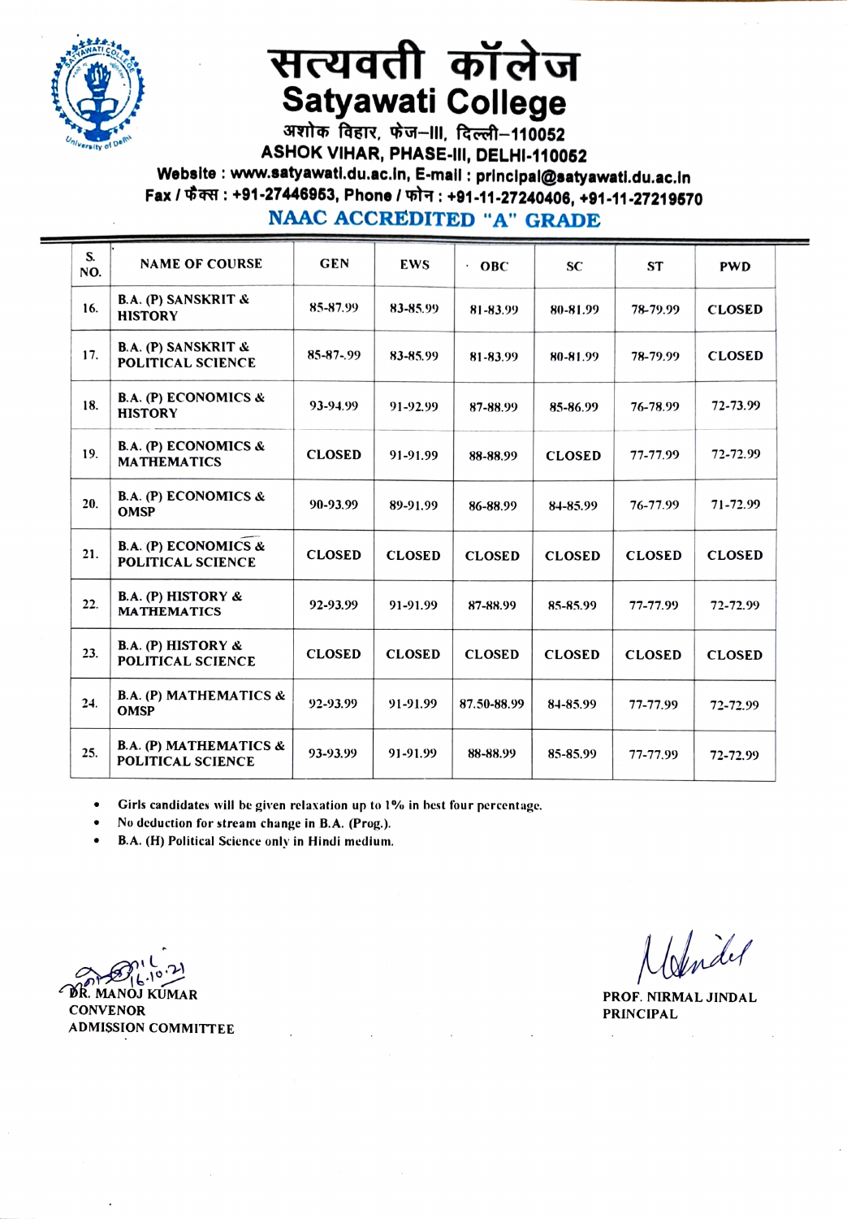# सत्यवती कॉलेज
# Satyawati College

अशोक विहार, फेज–III, दिल्ली–110052

ASHOK VIHAR, PHASE-III, DELHI-110052

Website : www.satyawati.du.ac.in, E-mail : principal@satyawati.du.ac.in

Fax / फैक्स : +91-27446953, Phone / फोन : +91-11-27240406, +91-11-27219570

**NAAC ACCREDITED "A" GRADE**

| S. NO. | NAME OF COURSE | GEN | EWS | OBC | SC | ST | PWD |
|---|---|---|---|---|---|---|---|
| 16. | B.A. (P) SANSKRIT & HISTORY | 85-87.99 | 83-85.99 | 81-83.99 | 80-81.99 | 78-79.99 | CLOSED |
| 17. | B.A. (P) SANSKRIT & POLITICAL SCIENCE | 85-87-.99 | 83-85.99 | 81-83.99 | 80-81.99 | 78-79.99 | CLOSED |
| 18. | B.A. (P) ECONOMICS & HISTORY | 93-94.99 | 91-92.99 | 87-88.99 | 85-86.99 | 76-78.99 | 72-73.99 |
| 19. | B.A. (P) ECONOMICS & MATHEMATICS | CLOSED | 91-91.99 | 88-88.99 | CLOSED | 77-77.99 | 72-72.99 |
| 20. | B.A. (P) ECONOMICS & OMSP | 90-93.99 | 89-91.99 | 86-88.99 | 84-85.99 | 76-77.99 | 71-72.99 |
| 21. | B.A. (P) ECONOMICS & POLITICAL SCIENCE | CLOSED | CLOSED | CLOSED | CLOSED | CLOSED | CLOSED |
| 22. | B.A. (P) HISTORY & MATHEMATICS | 92-93.99 | 91-91.99 | 87-88.99 | 85-85.99 | 77-77.99 | 72-72.99 |
| 23. | B.A. (P) HISTORY & POLITICAL SCIENCE | CLOSED | CLOSED | CLOSED | CLOSED | CLOSED | CLOSED |
| 24. | B.A. (P) MATHEMATICS & OMSP | 92-93.99 | 91-91.99 | 87.50-88.99 | 84-85.99 | 77-77.99 | 72-72.99 |
| 25. | B.A. (P) MATHEMATICS & POLITICAL SCIENCE | 93-93.99 | 91-91.99 | 88-88.99 | 85-85.99 | 77-77.99 | 72-72.99 |

- Girls candidates will be given relaxation up to 1% in best four percentage.
- No deduction for stream change in B.A. (Prog.).
- B.A. (H) Political Science only in Hindi medium.

16.10.21

DR. MANOJ KUMAR
CONVENOR
ADMISSION COMMITTEE

PROF. NIRMAL JINDAL
PRINCIPAL